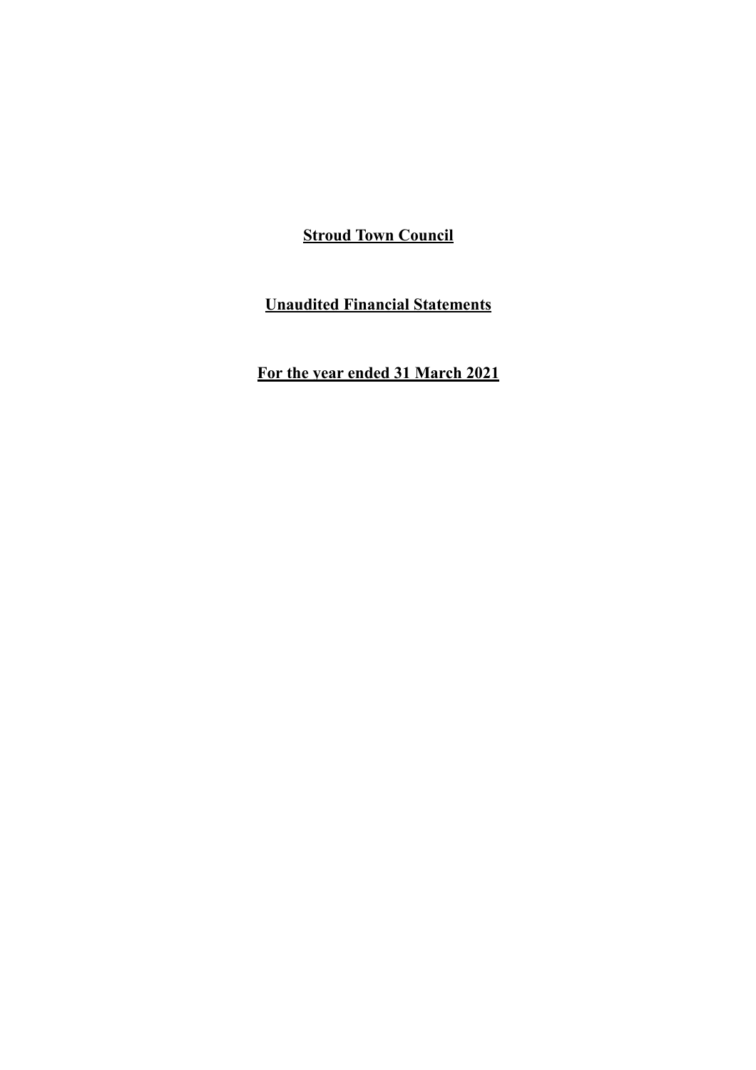# Stroud Town Council

## Unaudited Financial Statements

## For the year ended 31 March 2021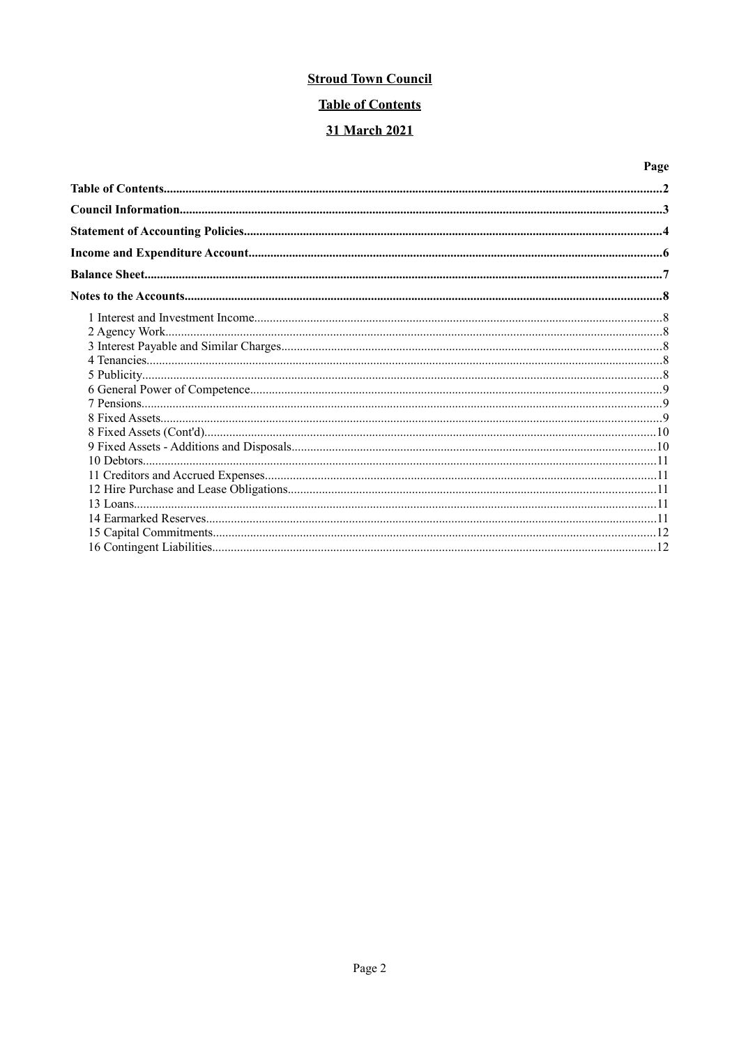**Stroud Town Council**

**Table of Contents**

**31 March 2021**

| | Page |
|---|---|
| **Table of Contents** | **2** |
| **Council Information** | **3** |
| **Statement of Accounting Policies** | **4** |
| **Income and Expenditure Account** | **6** |
| **Balance Sheet** | **7** |
| **Notes to the Accounts** | **8** |
| 1 Interest and Investment Income | 8 |
| 2 Agency Work | 8 |
| 3 Interest Payable and Similar Charges | 8 |
| 4 Tenancies | 8 |
| 5 Publicity | 8 |
| 6 General Power of Competence | 9 |
| 7 Pensions | 9 |
| 8 Fixed Assets | 9 |
| 8 Fixed Assets (Cont'd) | 10 |
| 9 Fixed Assets - Additions and Disposals | 10 |
| 10 Debtors | 11 |
| 11 Creditors and Accrued Expenses | 11 |
| 12 Hire Purchase and Lease Obligations | 11 |
| 13 Loans | 11 |
| 14 Earmarked Reserves | 11 |
| 15 Capital Commitments | 12 |
| 16 Contingent Liabilities | 12 |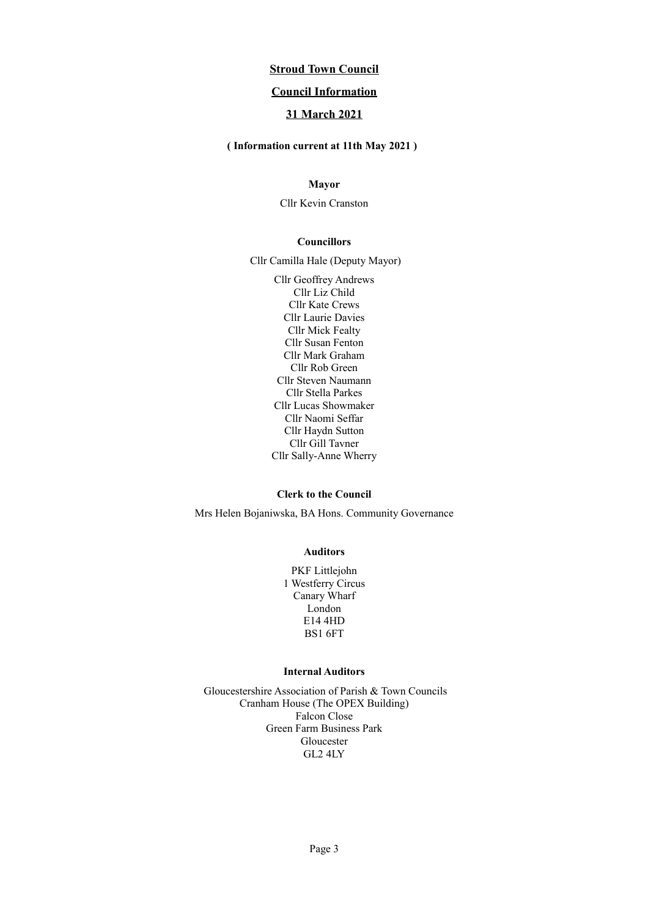# Stroud Town Council

## Council Information

## 31 March 2021

**( Information current at 11th May 2021 )**

**Mayor**

Cllr Kevin Cranston

**Councillors**

Cllr Camilla Hale (Deputy Mayor)

Cllr Geoffrey Andrews
Cllr Liz Child
Cllr Kate Crews
Cllr Laurie Davies
Cllr Mick Fealty
Cllr Susan Fenton
Cllr Mark Graham
Cllr Rob Green
Cllr Steven Naumann
Cllr Stella Parkes
Cllr Lucas Showmaker
Cllr Naomi Seffar
Cllr Haydn Sutton
Cllr Gill Tavner
Cllr Sally-Anne Wherry

**Clerk to the Council**

Mrs Helen Bojaniwska, BA Hons. Community Governance

**Auditors**

PKF Littlejohn
1 Westferry Circus
Canary Wharf
London
E14 4HD
BS1 6FT

**Internal Auditors**

Gloucestershire Association of Parish & Town Councils
Cranham House (The OPEX Building)
Falcon Close
Green Farm Business Park
Gloucester
GL2 4LY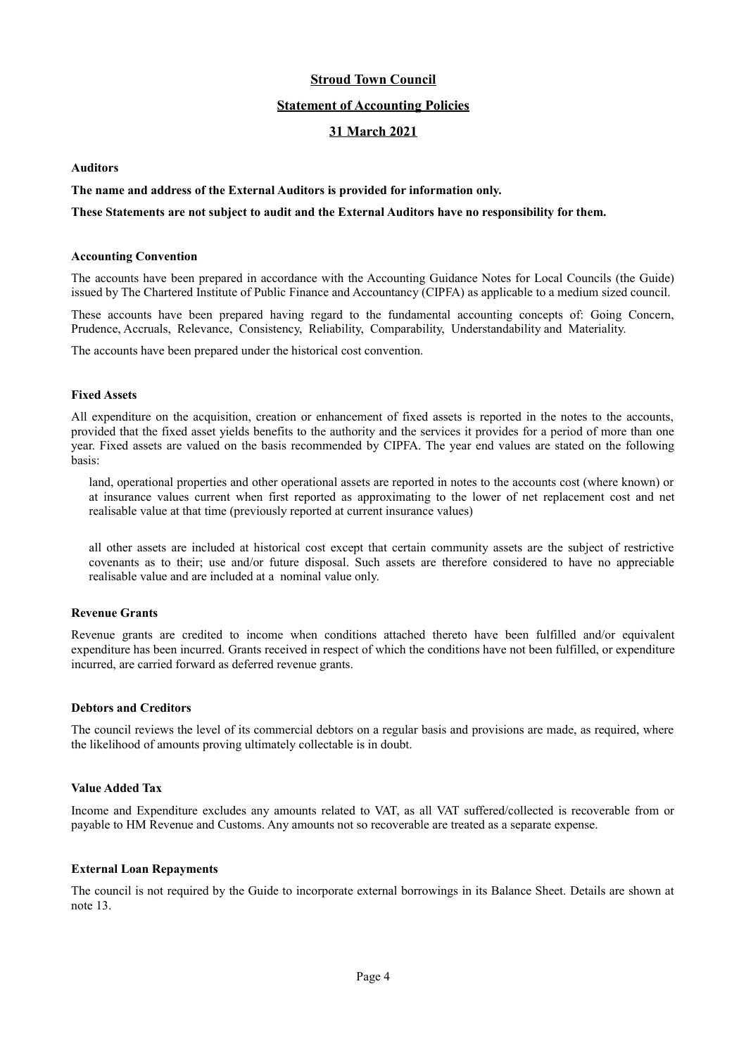# Stroud Town Council

## Statement of Accounting Policies

## 31 March 2021

**Auditors**

**The name and address of the External Auditors is provided for information only.**

**These Statements are not subject to audit and the External Auditors have no responsibility for them.**

**Accounting Convention**

The accounts have been prepared in accordance with the Accounting Guidance Notes for Local Councils (the Guide) issued by The Chartered Institute of Public Finance and Accountancy (CIPFA) as applicable to a medium sized council.

These accounts have been prepared having regard to the fundamental accounting concepts of: Going Concern, Prudence, Accruals, Relevance, Consistency, Reliability, Comparability, Understandability and Materiality.

The accounts have been prepared under the historical cost convention.

**Fixed Assets**

All expenditure on the acquisition, creation or enhancement of fixed assets is reported in the notes to the accounts, provided that the fixed asset yields benefits to the authority and the services it provides for a period of more than one year. Fixed assets are valued on the basis recommended by CIPFA. The year end values are stated on the following basis:

land, operational properties and other operational assets are reported in notes to the accounts cost (where known) or at insurance values current when first reported as approximating to the lower of net replacement cost and net realisable value at that time (previously reported at current insurance values)

all other assets are included at historical cost except that certain community assets are the subject of restrictive covenants as to their; use and/or future disposal. Such assets are therefore considered to have no appreciable realisable value and are included at a nominal value only.

**Revenue Grants**

Revenue grants are credited to income when conditions attached thereto have been fulfilled and/or equivalent expenditure has been incurred. Grants received in respect of which the conditions have not been fulfilled, or expenditure incurred, are carried forward as deferred revenue grants.

**Debtors and Creditors**

The council reviews the level of its commercial debtors on a regular basis and provisions are made, as required, where the likelihood of amounts proving ultimately collectable is in doubt.

**Value Added Tax**

Income and Expenditure excludes any amounts related to VAT, as all VAT suffered/collected is recoverable from or payable to HM Revenue and Customs. Any amounts not so recoverable are treated as a separate expense.

**External Loan Repayments**

The council is not required by the Guide to incorporate external borrowings in its Balance Sheet. Details are shown at note 13.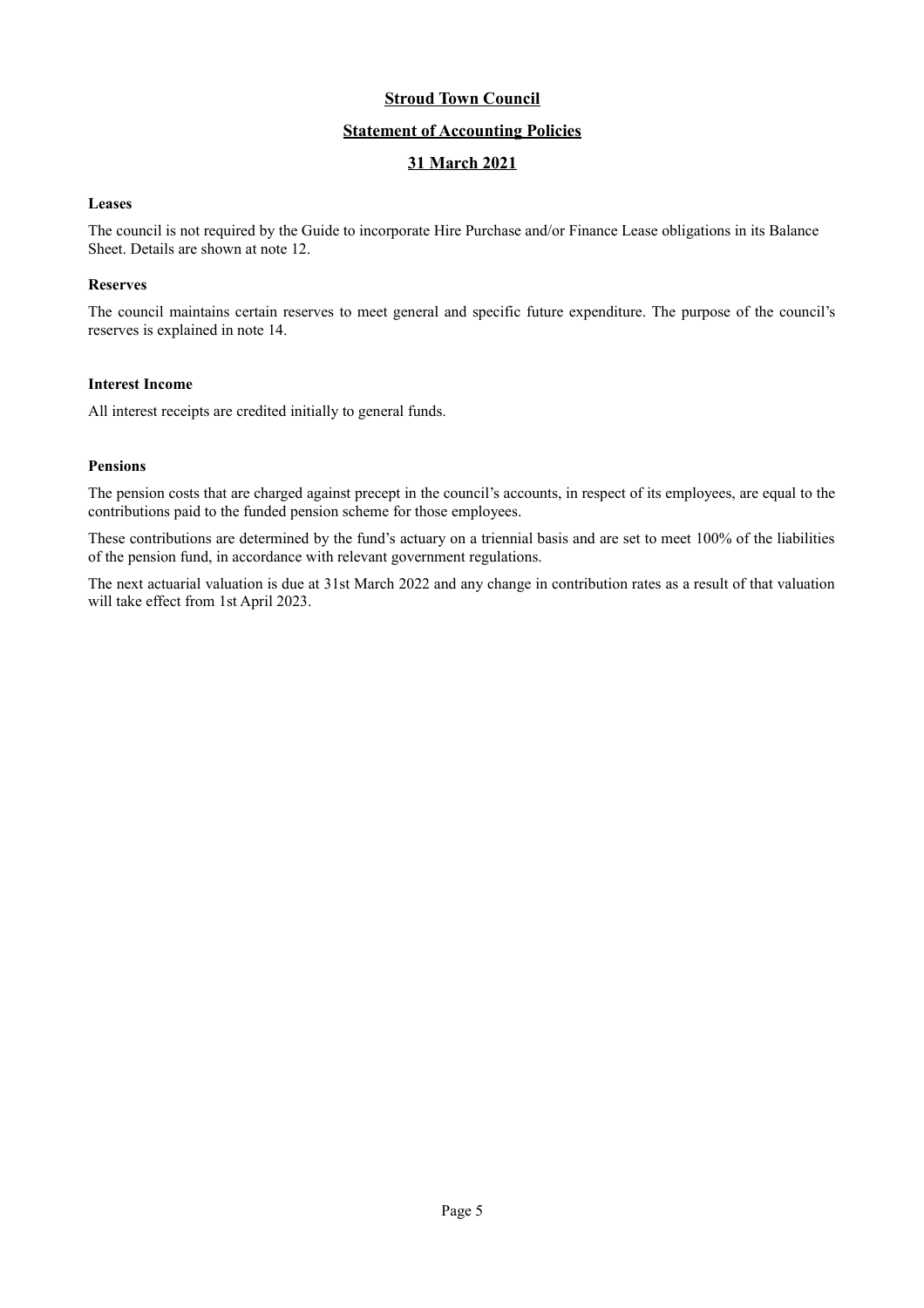# Stroud Town Council

## Statement of Accounting Policies

## 31 March 2021

**Leases**

The council is not required by the Guide to incorporate Hire Purchase and/or Finance Lease obligations in its Balance Sheet. Details are shown at note 12.

**Reserves**

The council maintains certain reserves to meet general and specific future expenditure. The purpose of the council's reserves is explained in note 14.

**Interest Income**

All interest receipts are credited initially to general funds.

**Pensions**

The pension costs that are charged against precept in the council's accounts, in respect of its employees, are equal to the contributions paid to the funded pension scheme for those employees.

These contributions are determined by the fund's actuary on a triennial basis and are set to meet 100% of the liabilities of the pension fund, in accordance with relevant government regulations.

The next actuarial valuation is due at 31st March 2022 and any change in contribution rates as a result of that valuation will take effect from 1st April 2023.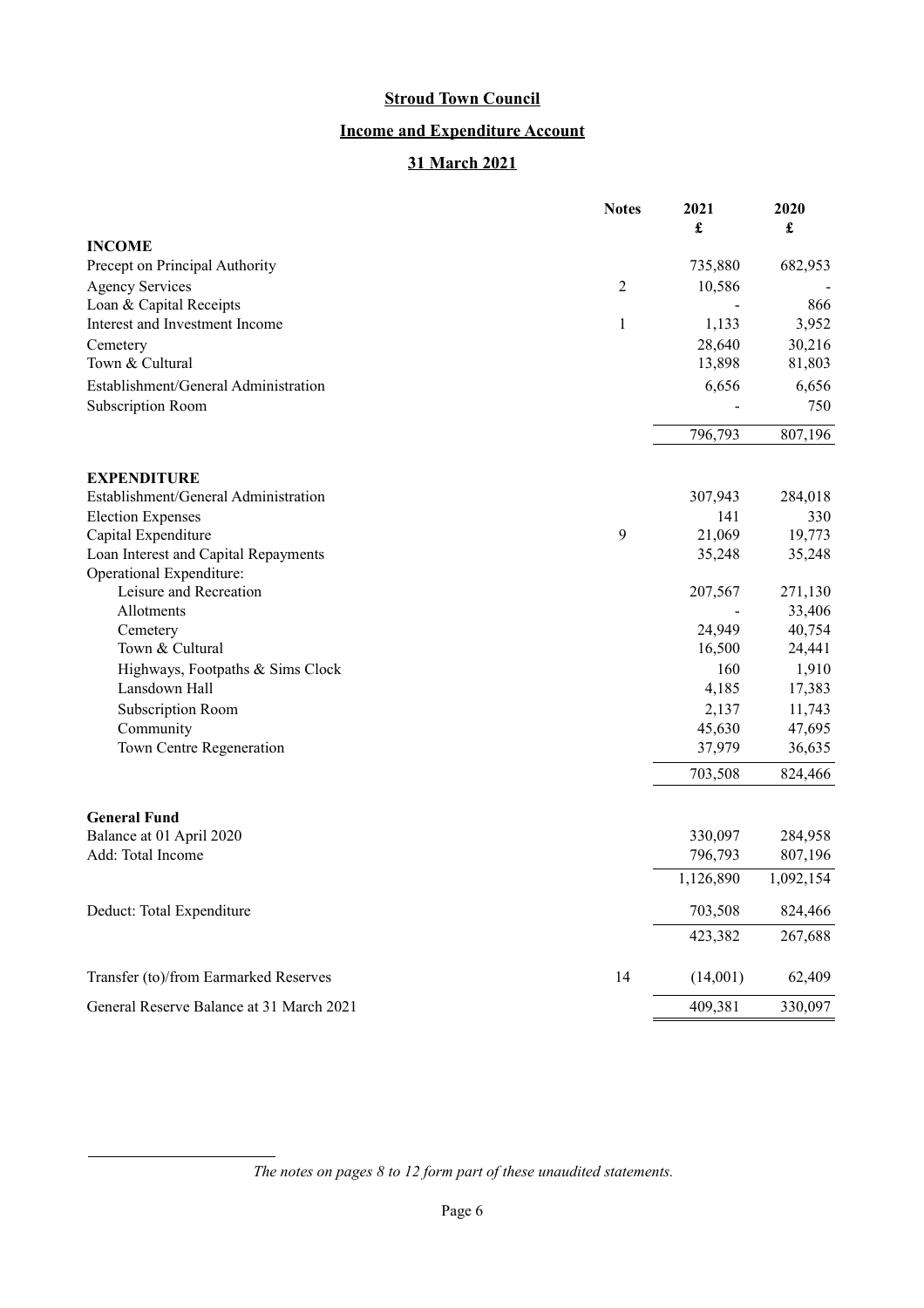# Stroud Town Council

## Income and Expenditure Account

## 31 March 2021

| | Notes | 2021<br>£ | 2020<br>£ |
|---|---|---|---|
| **INCOME** | | | |
| Precept on Principal Authority | | 735,880 | 682,953 |
| Agency Services | 2 | 10,586 | - |
| Loan & Capital Receipts | | - | 866 |
| Interest and Investment Income | 1 | 1,133 | 3,952 |
| Cemetery | | 28,640 | 30,216 |
| Town & Cultural | | 13,898 | 81,803 |
| Establishment/General Administration | | 6,656 | 6,656 |
| Subscription Room | | - | 750 |
| | | 796,793 | 807,196 |
| **EXPENDITURE** | | | |
| Establishment/General Administration | | 307,943 | 284,018 |
| Election Expenses | | 141 | 330 |
| Capital Expenditure | 9 | 21,069 | 19,773 |
| Loan Interest and Capital Repayments | | 35,248 | 35,248 |
| Operational Expenditure: | | | |
| Leisure and Recreation | | 207,567 | 271,130 |
| Allotments | | - | 33,406 |
| Cemetery | | 24,949 | 40,754 |
| Town & Cultural | | 16,500 | 24,441 |
| Highways, Footpaths & Sims Clock | | 160 | 1,910 |
| Lansdown Hall | | 4,185 | 17,383 |
| Subscription Room | | 2,137 | 11,743 |
| Community | | 45,630 | 47,695 |
| Town Centre Regeneration | | 37,979 | 36,635 |
| | | 703,508 | 824,466 |
| **General Fund** | | | |
| Balance at 01 April 2020 | | 330,097 | 284,958 |
| Add: Total Income | | 796,793 | 807,196 |
| | | 1,126,890 | 1,092,154 |
| Deduct: Total Expenditure | | 703,508 | 824,466 |
| | | 423,382 | 267,688 |
| Transfer (to)/from Earmarked Reserves | 14 | (14,001) | 62,409 |
| General Reserve Balance at 31 March 2021 | | 409,381 | 330,097 |

*The notes on pages 8 to 12 form part of these unaudited statements.*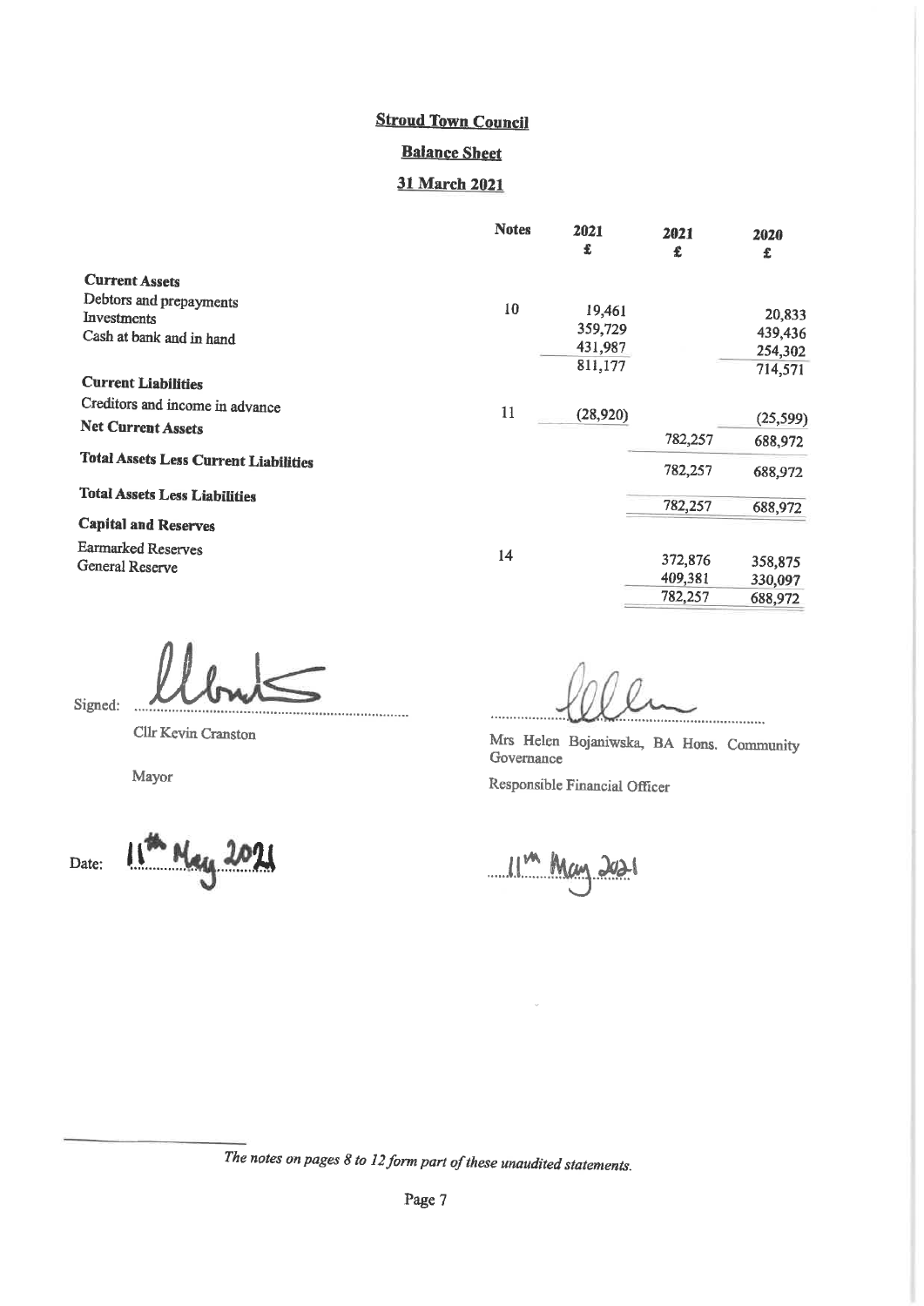**Stroud Town Council**

**Balance Sheet**

**31 March 2021**

| | Notes | 2021 £ | 2021 £ | 2020 £ |
|---|---|---|---|---|
| **Current Assets** | | | | |
| Debtors and prepayments | 10 | 19,461 | | 20,833 |
| Investments | | 359,729 | | 439,436 |
| Cash at bank and in hand | | 431,987 | | 254,302 |
| | | 811,177 | | 714,571 |
| **Current Liabilities** | | | | |
| Creditors and income in advance | 11 | (28,920) | | (25,599) |
| **Net Current Assets** | | | 782,257 | 688,972 |
| **Total Assets Less Current Liabilities** | | | 782,257 | 688,972 |
| **Total Assets Less Liabilities** | | | 782,257 | 688,972 |
| **Capital and Reserves** | | | | |
| Earmarked Reserves | 14 | | 372,876 | 358,875 |
| General Reserve | | | 409,381 | 330,097 |
| | | | 782,257 | 688,972 |

Signed: ..............................

Cllr Kevin Cranston

Mayor

Date: 11th May 2021

..............................

Mrs Helen Bojaniwska, BA Hons. Community Governance

Responsible Financial Officer

11th May 2021

*The notes on pages 8 to 12 form part of these unaudited statements.*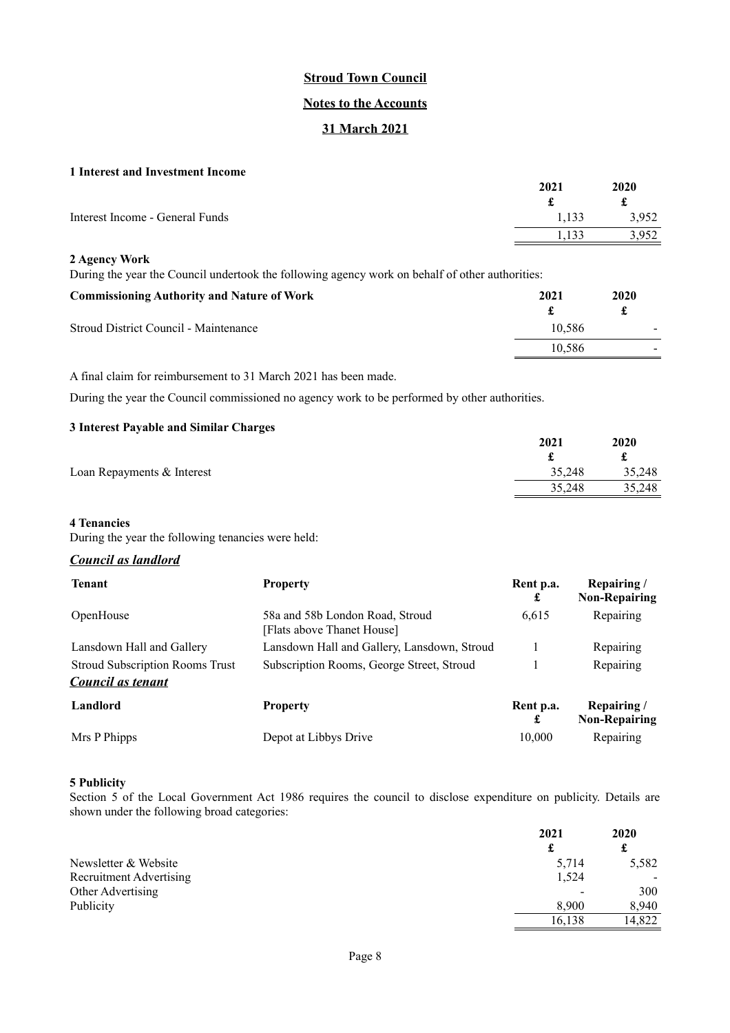# Stroud Town Council

## Notes to the Accounts

## 31 March 2021

### 1 Interest and Investment Income

| | 2021 | 2020 |
|---|---|---|
| | £ | £ |
| Interest Income - General Funds | 1,133 | 3,952 |
| | 1,133 | 3,952 |

### 2 Agency Work

During the year the Council undertook the following agency work on behalf of other authorities:

| Commissioning Authority and Nature of Work | 2021 | 2020 |
|---|---|---|
| | £ | £ |
| Stroud District Council - Maintenance | 10,586 | - |
| | 10,586 | - |

A final claim for reimbursement to 31 March 2021 has been made.

During the year the Council commissioned no agency work to be performed by other authorities.

### 3 Interest Payable and Similar Charges

| | 2021 | 2020 |
|---|---|---|
| | £ | £ |
| Loan Repayments & Interest | 35,248 | 35,248 |
| | 35,248 | 35,248 |

### 4 Tenancies

During the year the following tenancies were held:

***Council as landlord***

| Tenant | Property | Rent p.a. £ | Repairing / Non-Repairing |
|---|---|---|---|
| OpenHouse | 58a and 58b London Road, Stroud [Flats above Thanet House] | 6,615 | Repairing |
| Lansdown Hall and Gallery | Lansdown Hall and Gallery, Lansdown, Stroud | 1 | Repairing |
| Stroud Subscription Rooms Trust | Subscription Rooms, George Street, Stroud | 1 | Repairing |

***Council as tenant***

| Landlord | Property | Rent p.a. £ | Repairing / Non-Repairing |
|---|---|---|---|
| Mrs P Phipps | Depot at Libbys Drive | 10,000 | Repairing |

### 5 Publicity

Section 5 of the Local Government Act 1986 requires the council to disclose expenditure on publicity. Details are shown under the following broad categories:

| | 2021 | 2020 |
|---|---|---|
| | £ | £ |
| Newsletter & Website | 5,714 | 5,582 |
| Recruitment Advertising | 1,524 | - |
| Other Advertising | - | 300 |
| Publicity | 8,900 | 8,940 |
| | 16,138 | 14,822 |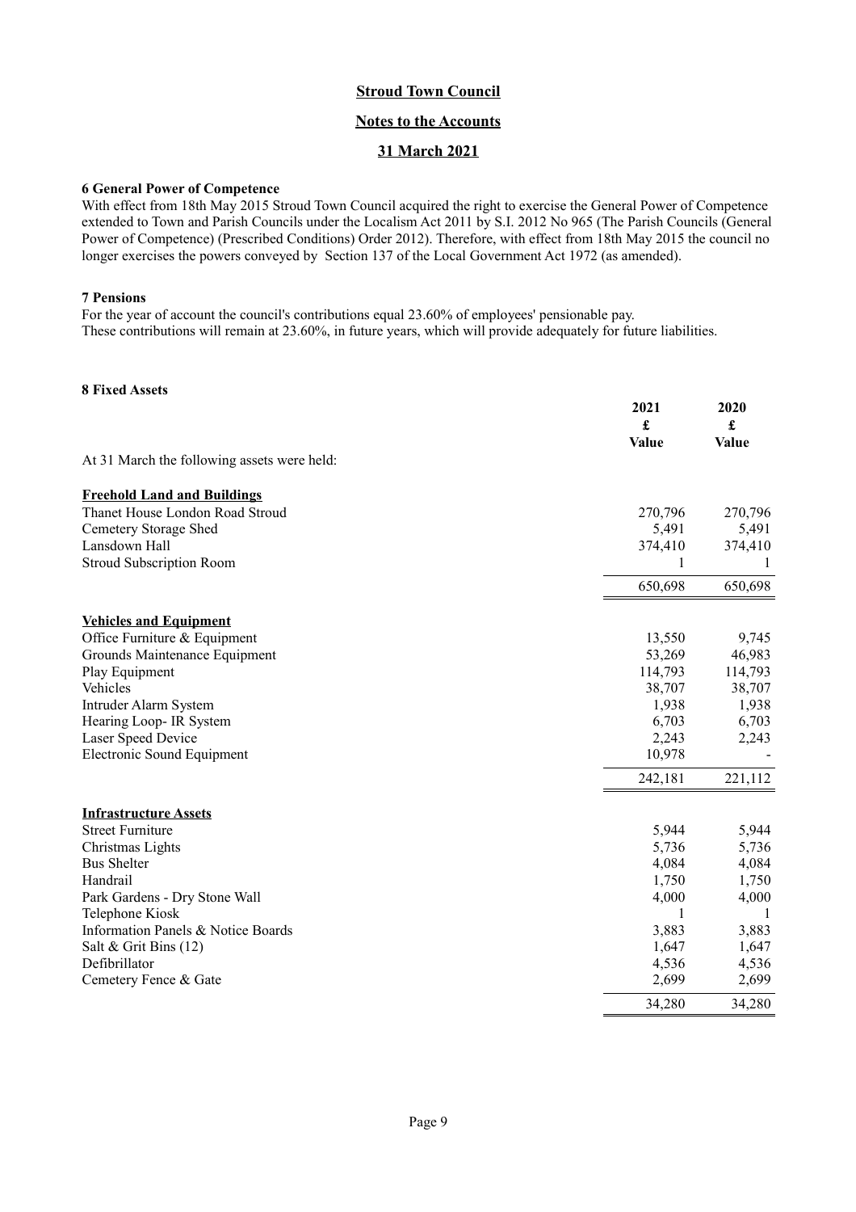# Stroud Town Council

## Notes to the Accounts

## 31 March 2021

### 6 General Power of Competence

With effect from 18th May 2015 Stroud Town Council acquired the right to exercise the General Power of Competence extended to Town and Parish Councils under the Localism Act 2011 by S.I. 2012 No 965 (The Parish Councils (General Power of Competence) (Prescribed Conditions) Order 2012). Therefore, with effect from 18th May 2015 the council no longer exercises the powers conveyed by Section 137 of the Local Government Act 1972 (as amended).

### 7 Pensions

For the year of account the council's contributions equal 23.60% of employees' pensionable pay.
These contributions will remain at 23.60%, in future years, which will provide adequately for future liabilities.

### 8 Fixed Assets

| | 2021<br>£<br>Value | 2020<br>£<br>Value |
|---|---|---|
| At 31 March the following assets were held: | | |
| **Freehold Land and Buildings** | | |
| Thanet House London Road Stroud | 270,796 | 270,796 |
| Cemetery Storage Shed | 5,491 | 5,491 |
| Lansdown Hall | 374,410 | 374,410 |
| Stroud Subscription Room | 1 | 1 |
| | 650,698 | 650,698 |
| **Vehicles and Equipment** | | |
| Office Furniture & Equipment | 13,550 | 9,745 |
| Grounds Maintenance Equipment | 53,269 | 46,983 |
| Play Equipment | 114,793 | 114,793 |
| Vehicles | 38,707 | 38,707 |
| Intruder Alarm System | 1,938 | 1,938 |
| Hearing Loop- IR System | 6,703 | 6,703 |
| Laser Speed Device | 2,243 | 2,243 |
| Electronic Sound Equipment | 10,978 | - |
| | 242,181 | 221,112 |
| **Infrastructure Assets** | | |
| Street Furniture | 5,944 | 5,944 |
| Christmas Lights | 5,736 | 5,736 |
| Bus Shelter | 4,084 | 4,084 |
| Handrail | 1,750 | 1,750 |
| Park Gardens - Dry Stone Wall | 4,000 | 4,000 |
| Telephone Kiosk | 1 | 1 |
| Information Panels & Notice Boards | 3,883 | 3,883 |
| Salt & Grit Bins (12) | 1,647 | 1,647 |
| Defibrillator | 4,536 | 4,536 |
| Cemetery Fence & Gate | 2,699 | 2,699 |
| | 34,280 | 34,280 |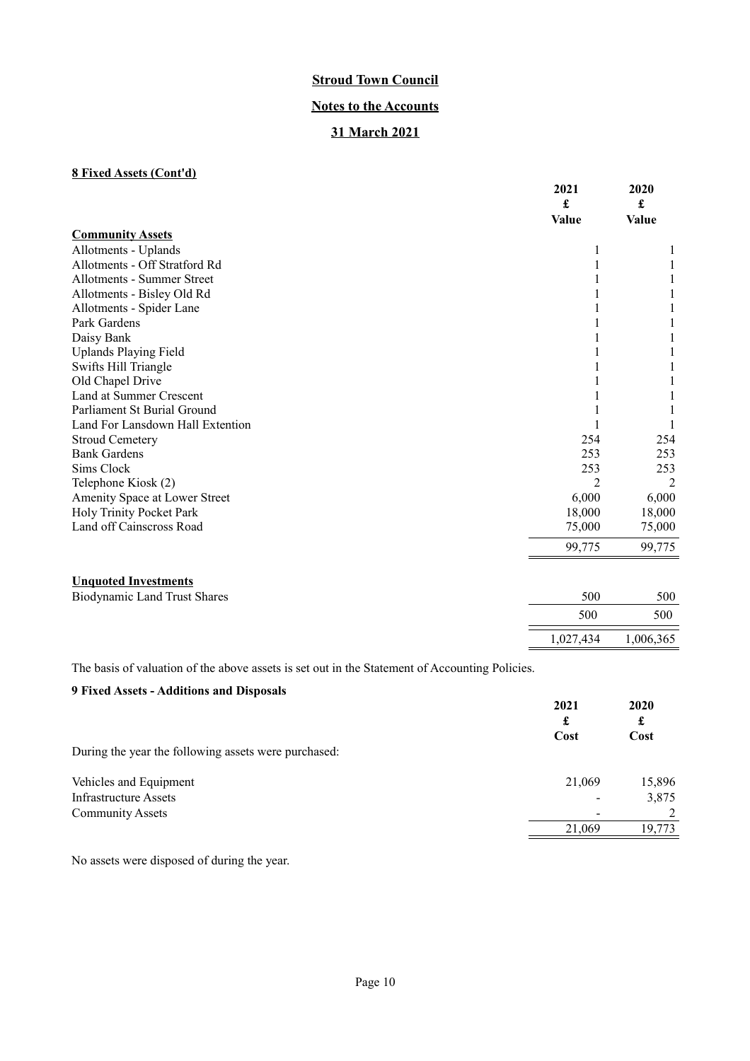## Stroud Town Council

## Notes to the Accounts

## 31 March 2021

**8 Fixed Assets (Cont'd)**

| | 2021 £ Value | 2020 £ Value |
|---|---|---|
| **Community Assets** | | |
| Allotments - Uplands | 1 | 1 |
| Allotments - Off Stratford Rd | 1 | 1 |
| Allotments - Summer Street | 1 | 1 |
| Allotments - Bisley Old Rd | 1 | 1 |
| Allotments - Spider Lane | 1 | 1 |
| Park Gardens | 1 | 1 |
| Daisy Bank | 1 | 1 |
| Uplands Playing Field | 1 | 1 |
| Swifts Hill Triangle | 1 | 1 |
| Old Chapel Drive | 1 | 1 |
| Land at Summer Crescent | 1 | 1 |
| Parliament St Burial Ground | 1 | 1 |
| Land For Lansdown Hall Extention | 1 | 1 |
| Stroud Cemetery | 254 | 254 |
| Bank Gardens | 253 | 253 |
| Sims Clock | 253 | 253 |
| Telephone Kiosk (2) | 2 | 2 |
| Amenity Space at Lower Street | 6,000 | 6,000 |
| Holy Trinity Pocket Park | 18,000 | 18,000 |
| Land off Cainscross Road | 75,000 | 75,000 |
| | 99,775 | 99,775 |
| **Unquoted Investments** | | |
| Biodynamic Land Trust Shares | 500 | 500 |
| | 500 | 500 |
| | 1,027,434 | 1,006,365 |

The basis of valuation of the above assets is set out in the Statement of Accounting Policies.

**9 Fixed Assets - Additions and Disposals**

| | 2021 £ Cost | 2020 £ Cost |
|---|---|---|
| During the year the following assets were purchased: | | |
| Vehicles and Equipment | 21,069 | 15,896 |
| Infrastructure Assets | - | 3,875 |
| Community Assets | - | 2 |
| | 21,069 | 19,773 |

No assets were disposed of during the year.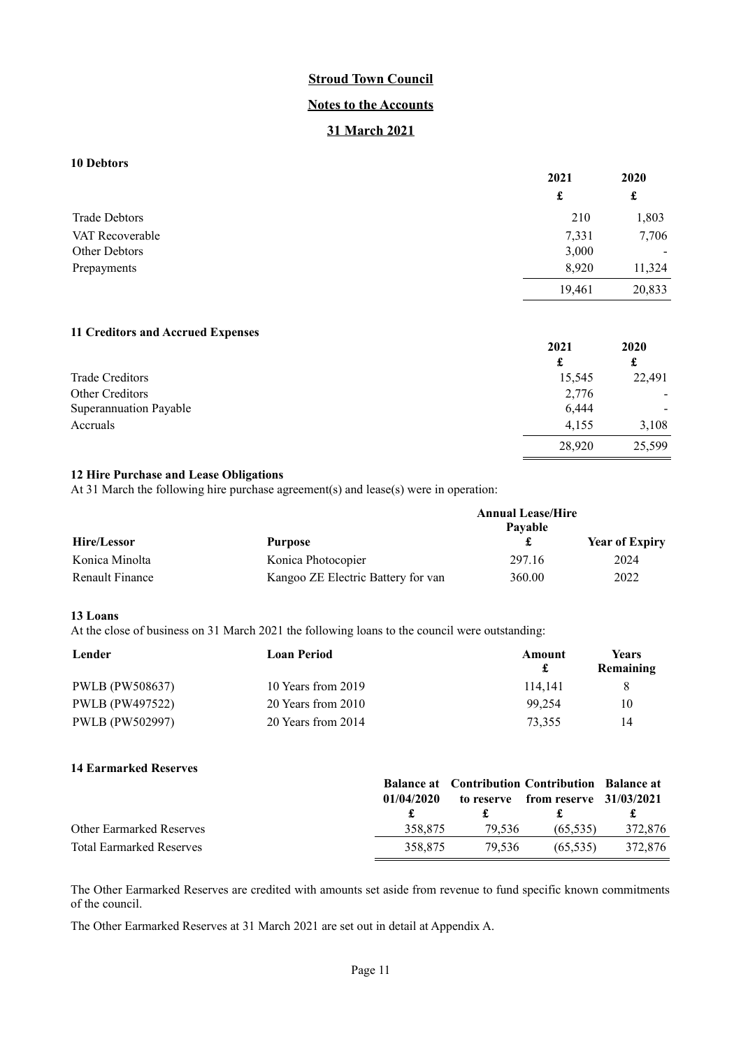# Stroud Town Council

## Notes to the Accounts

## 31 March 2021

### 10 Debtors

| | 2021 | 2020 |
|---|---|---|
| | £ | £ |
| Trade Debtors | 210 | 1,803 |
| VAT Recoverable | 7,331 | 7,706 |
| Other Debtors | 3,000 | - |
| Prepayments | 8,920 | 11,324 |
| | 19,461 | 20,833 |

### 11 Creditors and Accrued Expenses

| | 2021 | 2020 |
|---|---|---|
| | £ | £ |
| Trade Creditors | 15,545 | 22,491 |
| Other Creditors | 2,776 | - |
| Superannuation Payable | 6,444 | - |
| Accruals | 4,155 | 3,108 |
| | 28,920 | 25,599 |

### 12 Hire Purchase and Lease Obligations

At 31 March the following hire purchase agreement(s) and lease(s) were in operation:

| Hire/Lessor | Purpose | Annual Lease/Hire Payable £ | Year of Expiry |
|---|---|---|---|
| Konica Minolta | Konica Photocopier | 297.16 | 2024 |
| Renault Finance | Kangoo ZE Electric Battery for van | 360.00 | 2022 |

### 13 Loans

At the close of business on 31 March 2021 the following loans to the council were outstanding:

| Lender | Loan Period | Amount £ | Years Remaining |
|---|---|---|---|
| PWLB (PW508637) | 10 Years from 2019 | 114,141 | 8 |
| PWLB (PW497522) | 20 Years from 2010 | 99,254 | 10 |
| PWLB (PW502997) | 20 Years from 2014 | 73,355 | 14 |

### 14 Earmarked Reserves

| | Balance at 01/04/2020 | Contribution to reserve | Contribution from reserve | Balance at 31/03/2021 |
|---|---|---|---|---|
| | £ | £ | £ | £ |
| Other Earmarked Reserves | 358,875 | 79,536 | (65,535) | 372,876 |
| Total Earmarked Reserves | 358,875 | 79,536 | (65,535) | 372,876 |

The Other Earmarked Reserves are credited with amounts set aside from revenue to fund specific known commitments of the council.

The Other Earmarked Reserves at 31 March 2021 are set out in detail at Appendix A.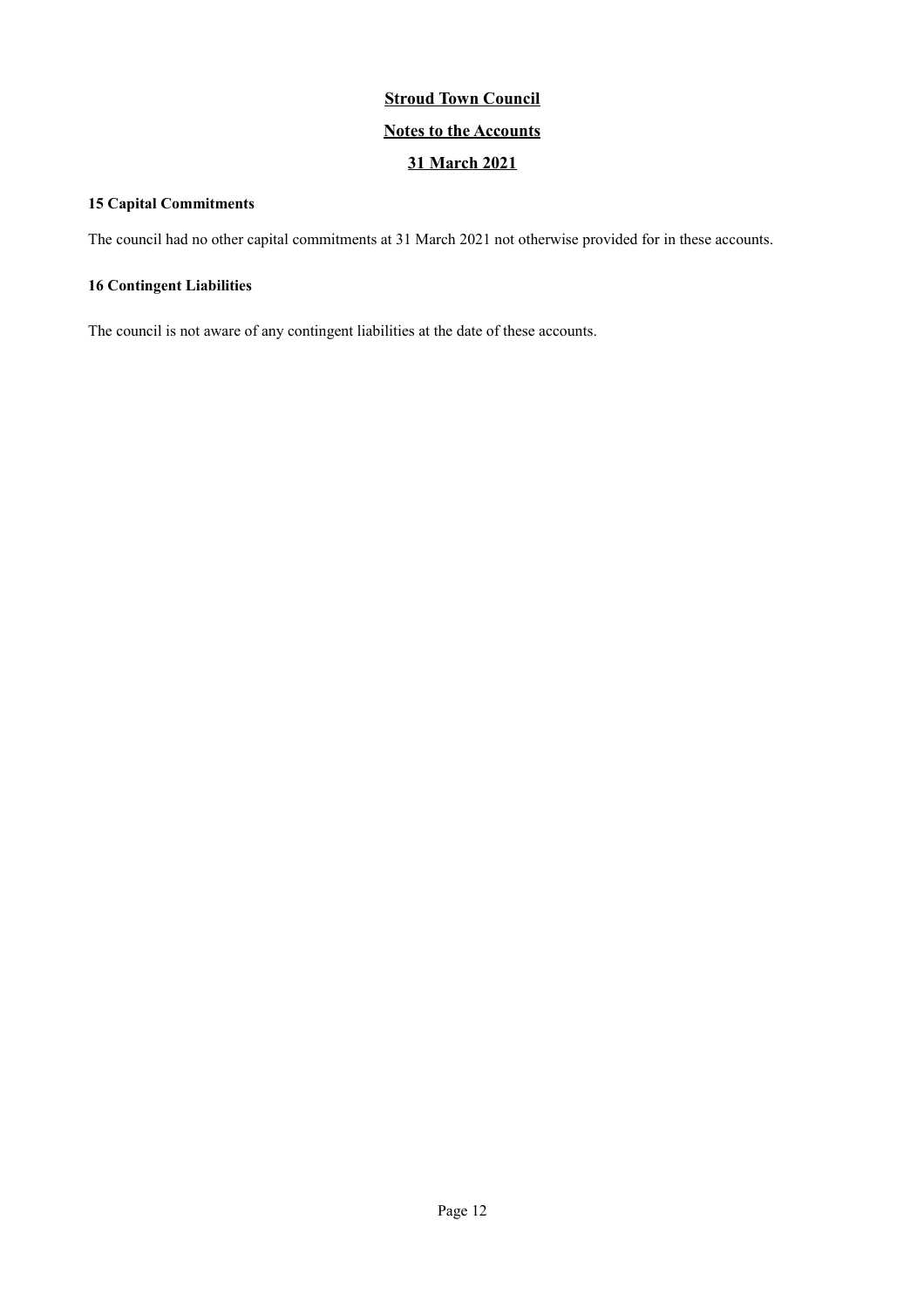# Stroud Town Council

## Notes to the Accounts

## 31 March 2021

### 15 Capital Commitments

The council had no other capital commitments at 31 March 2021 not otherwise provided for in these accounts.

### 16 Contingent Liabilities

The council is not aware of any contingent liabilities at the date of these accounts.